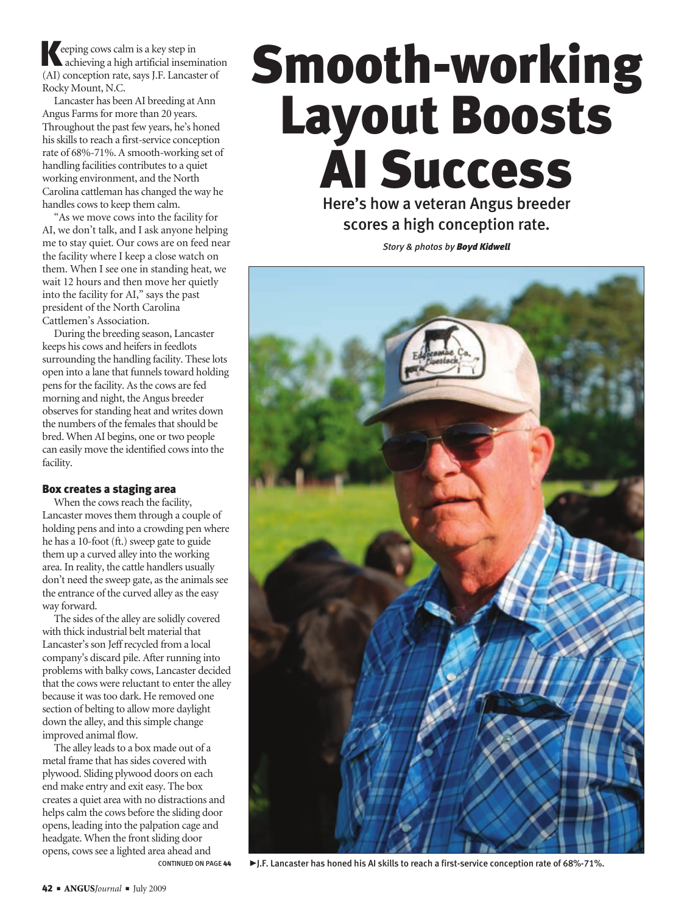# Smooth-working Layout Boosts AI Success

### Here's how a veteran Angus breeder scores a high conception rate.

*Story & photos by* ***Boyd Kidwell***

Keeping cows calm is a key step in achieving a high artificial insemination (AI) conception rate, says J.F. Lancaster of Rocky Mount, N.C.

Lancaster has been AI breeding at Ann Angus Farms for more than 20 years. Throughout the past few years, he's honed his skills to reach a first-service conception rate of 68%-71%. A smooth-working set of handling facilities contributes to a quiet working environment, and the North Carolina cattleman has changed the way he handles cows to keep them calm.

"As we move cows into the facility for AI, we don't talk, and I ask anyone helping me to stay quiet. Our cows are on feed near the facility where I keep a close watch on them. When I see one in standing heat, we wait 12 hours and then move her quietly into the facility for AI," says the past president of the North Carolina Cattlemen's Association.

During the breeding season, Lancaster keeps his cows and heifers in feedlots surrounding the handling facility. These lots open into a lane that funnels toward holding pens for the facility. As the cows are fed morning and night, the Angus breeder observes for standing heat and writes down the numbers of the females that should be bred. When AI begins, one or two people can easily move the identified cows into the facility.

### Box creates a staging area

When the cows reach the facility, Lancaster moves them through a couple of holding pens and into a crowding pen where he has a 10-foot (ft.) sweep gate to guide them up a curved alley into the working area. In reality, the cattle handlers usually don't need the sweep gate, as the animals see the entrance of the curved alley as the easy way forward.

The sides of the alley are solidly covered with thick industrial belt material that Lancaster's son Jeff recycled from a local company's discard pile. After running into problems with balky cows, Lancaster decided that the cows were reluctant to enter the alley because it was too dark. He removed one section of belting to allow more daylight down the alley, and this simple change improved animal flow.

The alley leads to a box made out of a metal frame that has sides covered with plywood. Sliding plywood doors on each end make entry and exit easy. The box creates a quiet area with no distractions and helps calm the cows before the sliding door opens, leading into the palpation cage and headgate. When the front sliding door opens, cows see a lighted area ahead and

CONTINUED ON PAGE 44

►J.F. Lancaster has honed his AI skills to reach a first-service conception rate of 68%-71%.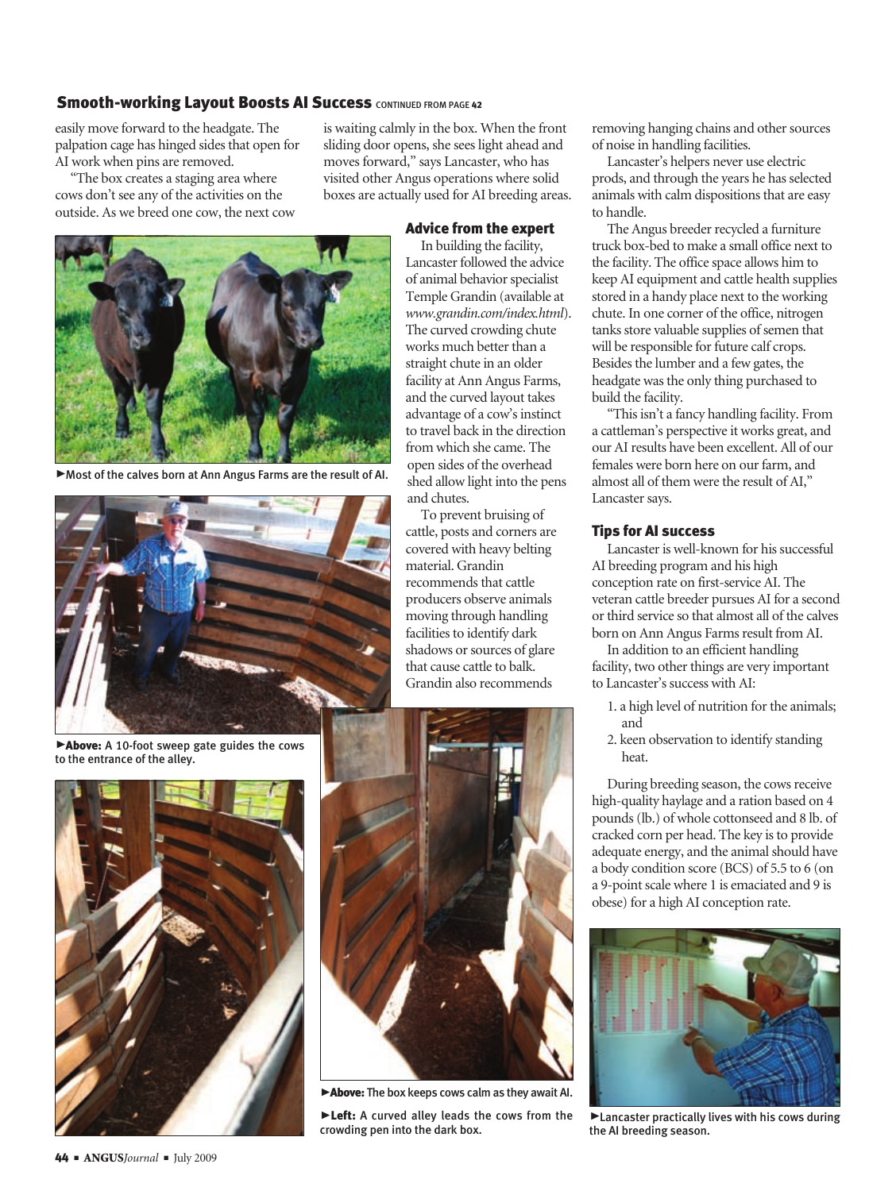## Smooth-working Layout Boosts AI Success CONTINUED FROM PAGE 42

easily move forward to the headgate. The palpation cage has hinged sides that open for AI work when pins are removed.

"The box creates a staging area where cows don't see any of the activities on the outside. As we breed one cow, the next cow is waiting calmly in the box. When the front sliding door opens, she sees light ahead and moves forward," says Lancaster, who has visited other Angus operations where solid boxes are actually used for AI breeding areas.

►Most of the calves born at Ann Angus Farms are the result of AI.

►**Above:** A 10-foot sweep gate guides the cows to the entrance of the alley.

►**Above:** The box keeps cows calm as they await AI.

►**Left:** A curved alley leads the cows from the crowding pen into the dark box.

### Advice from the expert

In building the facility, Lancaster followed the advice of animal behavior specialist Temple Grandin (available at *www.grandin.com/index.html*). The curved crowding chute works much better than a straight chute in an older facility at Ann Angus Farms, and the curved layout takes advantage of a cow's instinct to travel back in the direction from which she came. The open sides of the overhead shed allow light into the pens and chutes.

To prevent bruising of cattle, posts and corners are covered with heavy belting material. Grandin recommends that cattle producers observe animals moving through handling facilities to identify dark shadows or sources of glare that cause cattle to balk. Grandin also recommends removing hanging chains and other sources of noise in handling facilities.

Lancaster's helpers never use electric prods, and through the years he has selected animals with calm dispositions that are easy to handle.

The Angus breeder recycled a furniture truck box-bed to make a small office next to the facility. The office space allows him to keep AI equipment and cattle health supplies stored in a handy place next to the working chute. In one corner of the office, nitrogen tanks store valuable supplies of semen that will be responsible for future calf crops. Besides the lumber and a few gates, the headgate was the only thing purchased to build the facility.

"This isn't a fancy handling facility. From a cattleman's perspective it works great, and our AI results have been excellent. All of our females were born here on our farm, and almost all of them were the result of AI," Lancaster says.

### Tips for AI success

Lancaster is well-known for his successful AI breeding program and his high conception rate on first-service AI. The veteran cattle breeder pursues AI for a second or third service so that almost all of the calves born on Ann Angus Farms result from AI.

In addition to an efficient handling facility, two other things are very important to Lancaster's success with AI:

1. a high level of nutrition for the animals; and
2. keen observation to identify standing heat.

During breeding season, the cows receive high-quality haylage and a ration based on 4 pounds (lb.) of whole cottonseed and 8 lb. of cracked corn per head. The key is to provide adequate energy, and the animal should have a body condition score (BCS) of 5.5 to 6 (on a 9-point scale where 1 is emaciated and 9 is obese) for a high AI conception rate.

►Lancaster practically lives with his cows during the AI breeding season.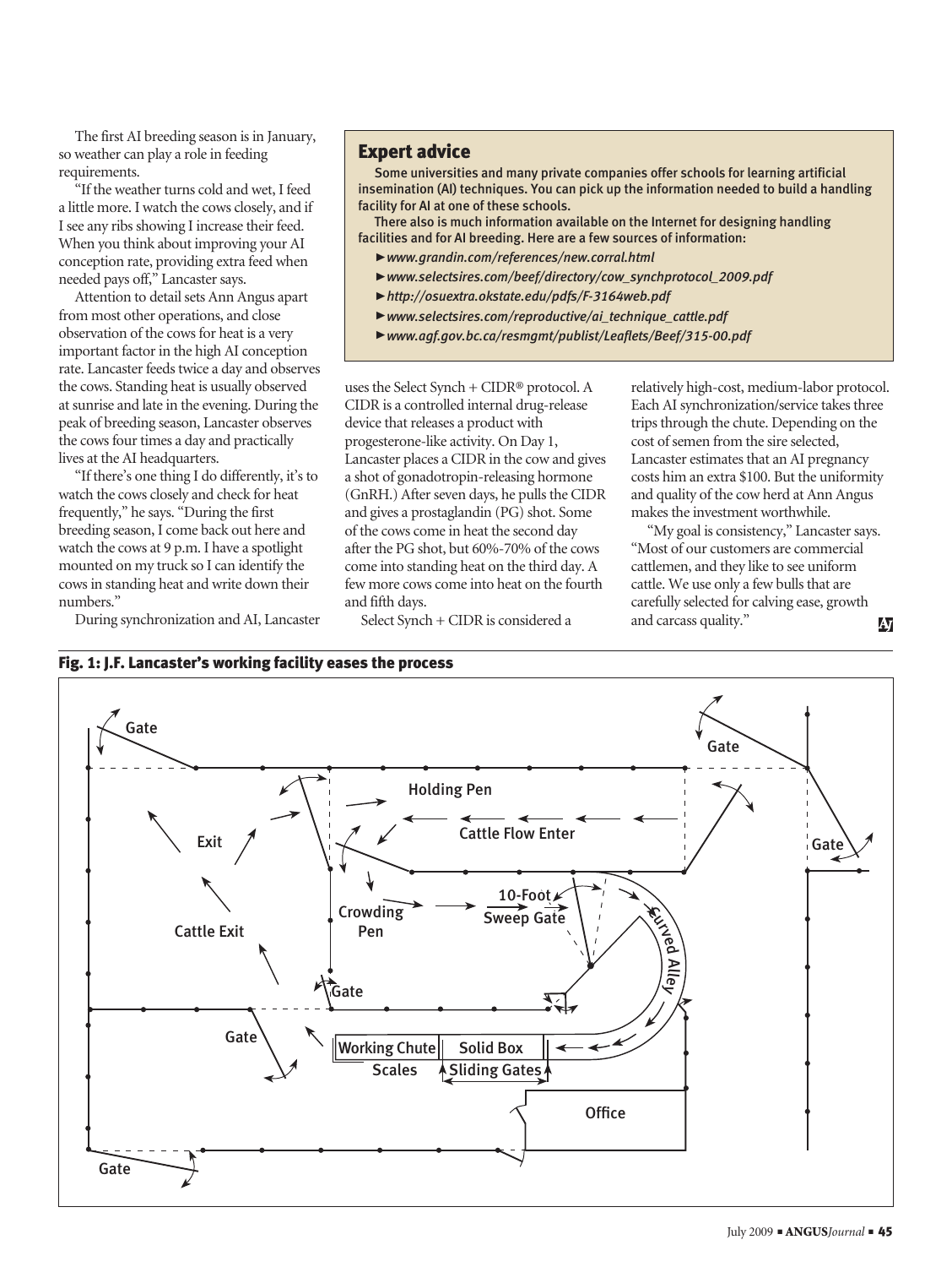The first AI breeding season is in January, so weather can play a role in feeding requirements.

"If the weather turns cold and wet, I feed a little more. I watch the cows closely, and if I see any ribs showing I increase their feed. When you think about improving your AI conception rate, providing extra feed when needed pays off," Lancaster says.

Attention to detail sets Ann Angus apart from most other operations, and close observation of the cows for heat is a very important factor in the high AI conception rate. Lancaster feeds twice a day and observes the cows. Standing heat is usually observed at sunrise and late in the evening. During the peak of breeding season, Lancaster observes the cows four times a day and practically lives at the AI headquarters.

"If there's one thing I do differently, it's to watch the cows closely and check for heat frequently," he says. "During the first breeding season, I come back out here and watch the cows at 9 p.m. I have a spotlight mounted on my truck so I can identify the cows in standing heat and write down their numbers."

During synchronization and AI, Lancaster uses the Select Synch + CIDR® protocol. A CIDR is a controlled internal drug-release device that releases a product with progesterone-like activity. On Day 1, Lancaster places a CIDR in the cow and gives a shot of gonadotropin-releasing hormone (GnRH.) After seven days, he pulls the CIDR and gives a prostaglandin (PG) shot. Some of the cows come in heat the second day after the PG shot, but 60%-70% of the cows come into standing heat on the third day. A few more cows come into heat on the fourth and fifth days.

Select Synch + CIDR is considered a relatively high-cost, medium-labor protocol. Each AI synchronization/service takes three trips through the chute. Depending on the cost of semen from the sire selected, Lancaster estimates that an AI pregnancy costs him an extra $100. But the uniformity and quality of the cow herd at Ann Angus makes the investment worthwhile.

"My goal is consistency," Lancaster says. "Most of our customers are commercial cattlemen, and they like to see uniform cattle. We use only a few bulls that are carefully selected for calving ease, growth and carcass quality."

## Expert advice

Some universities and many private companies offer schools for learning artificial insemination (AI) techniques. You can pick up the information needed to build a handling facility for AI at one of these schools.

There also is much information available on the Internet for designing handling facilities and for AI breeding. Here are a few sources of information:

- *www.grandin.com/references/new.corral.html*
- *www.selectsires.com/beef/directory/cow_synchprotocol_2009.pdf*
- *http://osuextra.okstate.edu/pdfs/F-3164web.pdf*
- *www.selectsires.com/reproductive/ai_technique_cattle.pdf*
- *www.agf.gov.bc.ca/resmgmt/publist/Leaflets/Beef/315-00.pdf*

**Fig. 1: J.F. Lancaster's working facility eases the process**

Gate
Gate
Holding Pen
Cattle Flow Enter
Exit
Gate
Crowding Pen
10-Foot Sweep Gate
Curved Alley
Cattle Exit
Gate
Gate
Working Chute
Scales
Solid Box
Sliding Gates
Office
Gate